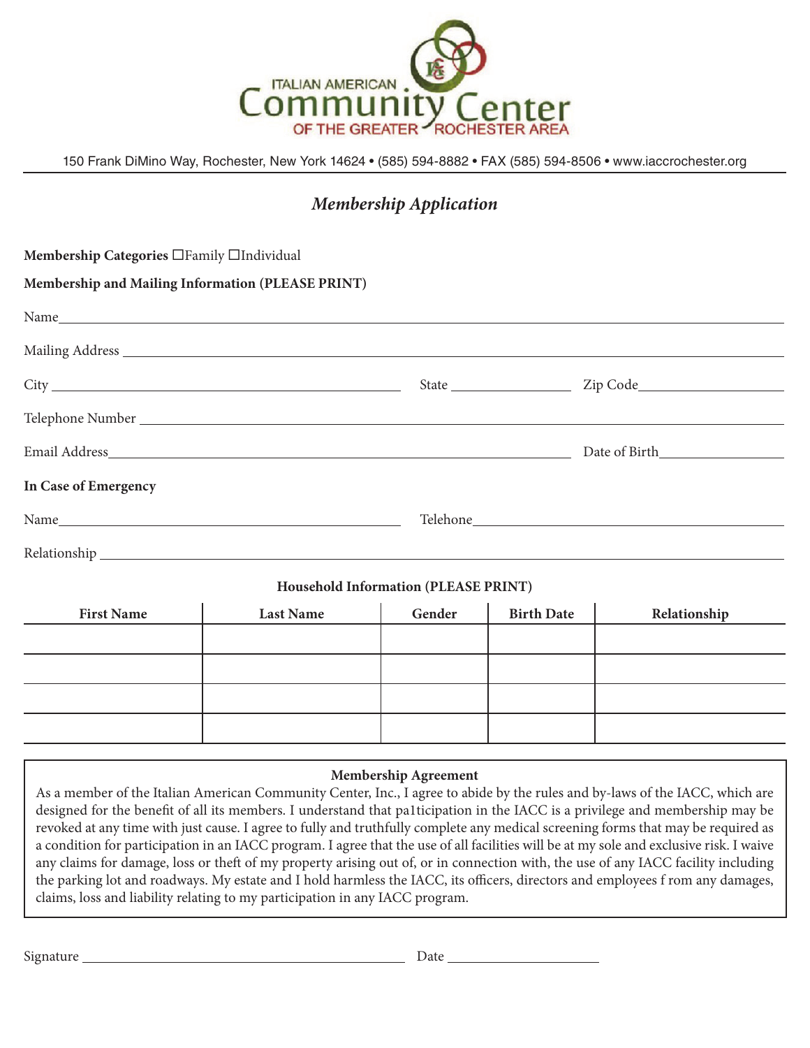# ITALIAN AMERICAN Community Center OF THE GREATER ROCHESTER AREA

150 Frank DiMino Way, Rochester, New York 14624 • (585) 594-8882 • FAX (585) 594-8506 • www.iaccrochester.org

## *Membership Application*

**Membership Categories** ☐Family ☐Individual

**Membership and Mailing Information (PLEASE PRINT)**

Name_______________________________________________

Mailing Address _______________________________________________

City _______________________ State ____________ Zip Code______________

Telephone Number _______________________________________________

Email Address_______________________________ Date of Birth______________

**In Case of Emergency**

Name_______________________ Telehone_______________________

Relationship _______________________________________________

**Household Information (PLEASE PRINT)**

| First Name | Last Name | Gender | Birth Date | Relationship |
|---|---|---|---|---|
| | | | | |
| | | | | |
| | | | | |
| | | | | |

**Membership Agreement**

As a member of the Italian American Community Center, Inc., I agree to abide by the rules and by-laws of the IACC, which are designed for the benefit of all its members. I understand that pa1ticipation in the IACC is a privilege and membership may be revoked at any time with just cause. I agree to fully and truthfully complete any medical screening forms that may be required as a condition for participation in an IACC program. I agree that the use of all facilities will be at my sole and exclusive risk. I waive any claims for damage, loss or theft of my property arising out of, or in connection with, the use of any IACC facility including the parking lot and roadways. My estate and I hold harmless the IACC, its officers, directors and employees f rom any damages, claims, loss and liability relating to my participation in any IACC program.

Signature _______________________ Date ______________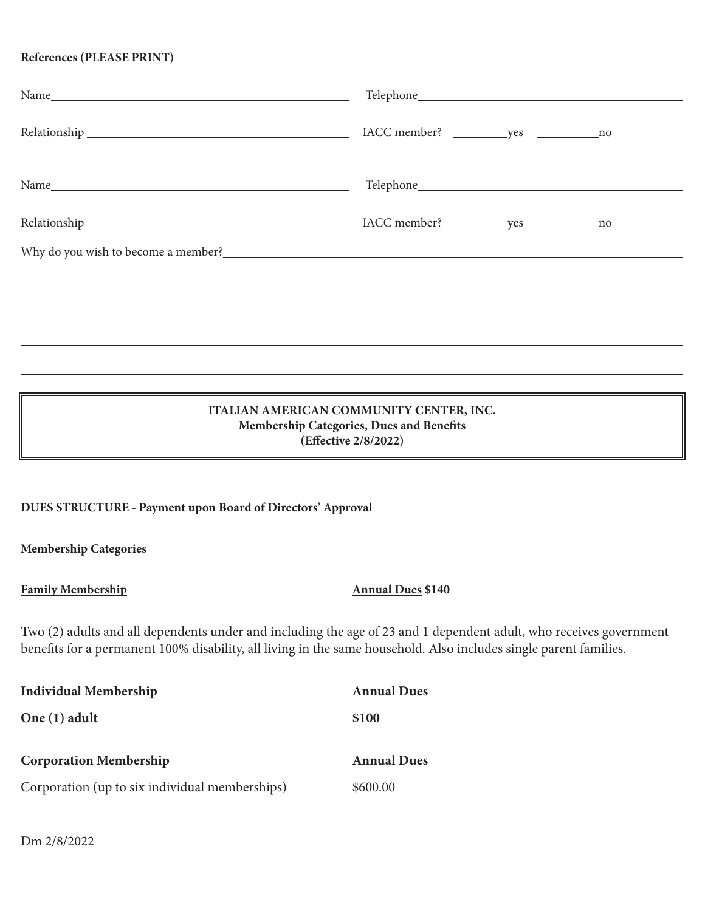**References (PLEASE PRINT)**

Name\_\_\_\_\_\_\_\_\_\_\_\_\_\_\_\_\_\_\_\_\_\_\_\_\_\_\_\_\_\_\_\_\_\_\_\_ Telephone\_\_\_\_\_\_\_\_\_\_\_\_\_\_\_\_\_\_\_\_\_\_\_\_\_\_\_\_\_\_\_\_\_\_\_\_

Relationship \_\_\_\_\_\_\_\_\_\_\_\_\_\_\_\_\_\_\_\_\_\_\_\_\_\_\_\_\_\_\_\_ IACC member? \_\_\_\_\_\_\_yes \_\_\_\_\_\_\_\_no

Name\_\_\_\_\_\_\_\_\_\_\_\_\_\_\_\_\_\_\_\_\_\_\_\_\_\_\_\_\_\_\_\_\_\_\_\_ Telephone\_\_\_\_\_\_\_\_\_\_\_\_\_\_\_\_\_\_\_\_\_\_\_\_\_\_\_\_\_\_\_\_\_\_\_\_

Relationship \_\_\_\_\_\_\_\_\_\_\_\_\_\_\_\_\_\_\_\_\_\_\_\_\_\_\_\_\_\_\_\_ IACC member? \_\_\_\_\_\_\_yes \_\_\_\_\_\_\_\_no

Why do you wish to become a member?\_\_\_\_\_\_\_\_\_\_\_\_\_\_\_\_\_\_\_\_\_\_\_\_\_\_\_\_\_\_\_\_\_\_\_\_\_\_\_\_\_\_\_\_\_\_\_\_\_\_\_\_\_\_\_\_\_\_

\_\_\_\_\_\_\_\_\_\_\_\_\_\_\_\_\_\_\_\_\_\_\_\_\_\_\_\_\_\_\_\_\_\_\_\_\_\_\_\_\_\_\_\_\_\_\_\_\_\_\_\_\_\_\_\_\_\_\_\_\_\_\_\_\_\_\_\_\_\_\_\_\_\_\_\_\_\_\_\_\_\_\_\_\_\_\_\_\_\_\_\_

\_\_\_\_\_\_\_\_\_\_\_\_\_\_\_\_\_\_\_\_\_\_\_\_\_\_\_\_\_\_\_\_\_\_\_\_\_\_\_\_\_\_\_\_\_\_\_\_\_\_\_\_\_\_\_\_\_\_\_\_\_\_\_\_\_\_\_\_\_\_\_\_\_\_\_\_\_\_\_\_\_\_\_\_\_\_\_\_\_\_\_\_

\_\_\_\_\_\_\_\_\_\_\_\_\_\_\_\_\_\_\_\_\_\_\_\_\_\_\_\_\_\_\_\_\_\_\_\_\_\_\_\_\_\_\_\_\_\_\_\_\_\_\_\_\_\_\_\_\_\_\_\_\_\_\_\_\_\_\_\_\_\_\_\_\_\_\_\_\_\_\_\_\_\_\_\_\_\_\_\_\_\_\_\_

\_\_\_\_\_\_\_\_\_\_\_\_\_\_\_\_\_\_\_\_\_\_\_\_\_\_\_\_\_\_\_\_\_\_\_\_\_\_\_\_\_\_\_\_\_\_\_\_\_\_\_\_\_\_\_\_\_\_\_\_\_\_\_\_\_\_\_\_\_\_\_\_\_\_\_\_\_\_\_\_\_\_\_\_\_\_\_\_\_\_\_\_

## ITALIAN AMERICAN COMMUNITY CENTER, INC.
### Membership Categories, Dues and Benefits
**(Effective 2/8/2022)**

**DUES STRUCTURE - Payment upon Board of Directors' Approval**

**Membership Categories**

**Family Membership** — **Annual Dues $140**

Two (2) adults and all dependents under and including the age of 23 and 1 dependent adult, who receives government benefits for a permanent 100% disability, all living in the same household. Also includes single parent families.

| **Individual Membership** | **Annual Dues** |
|---|---|
| **One (1) adult** | **$100** |

| **Corporation Membership** | **Annual Dues** |
|---|---|
| Corporation (up to six individual memberships) | $600.00 |

Dm 2/8/2022